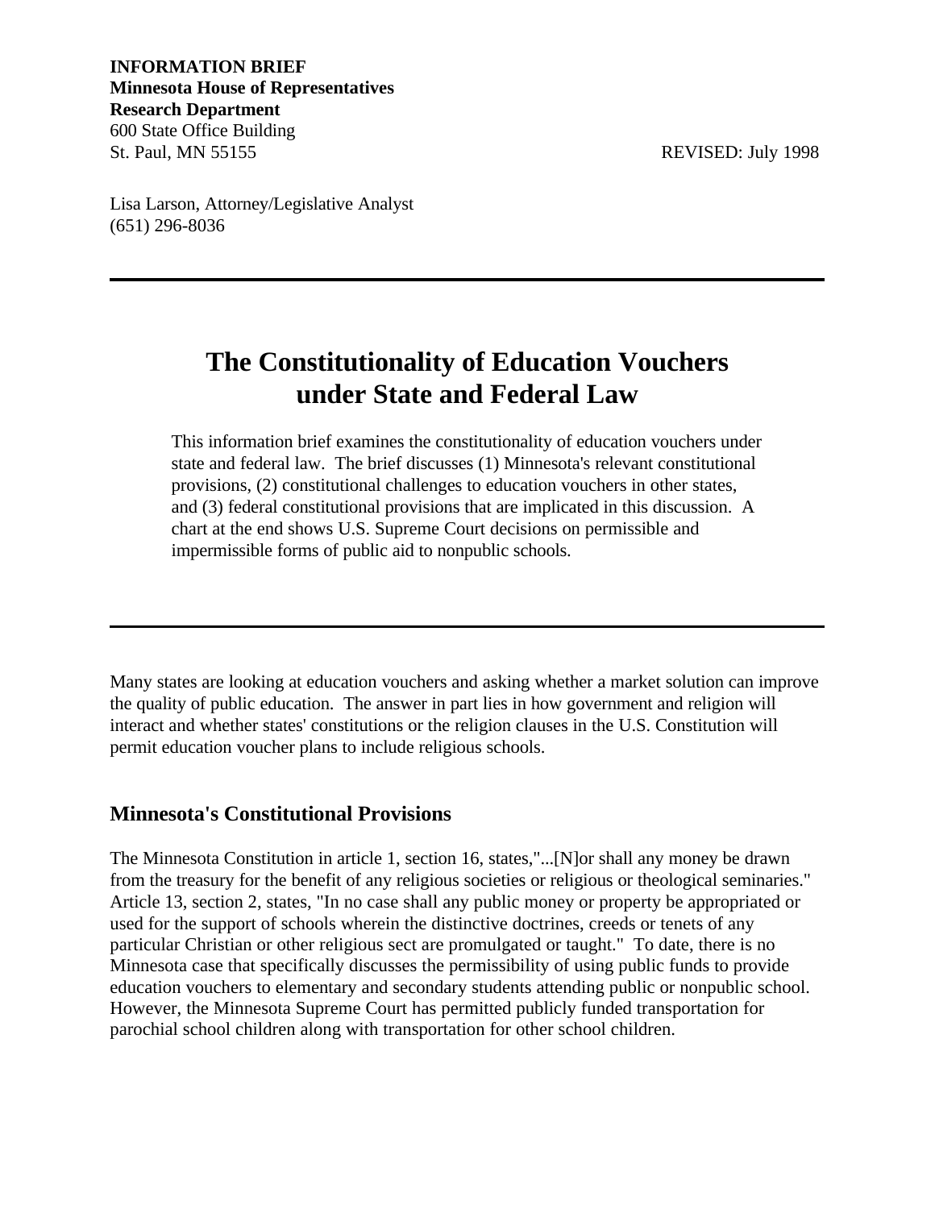**INFORMATION BRIEF**
**Minnesota House of Representatives**
**Research Department**
600 State Office Building
St. Paul, MN 55155

REVISED: July 1998

Lisa Larson, Attorney/Legislative Analyst
(651) 296-8036

---

# The Constitutionality of Education Vouchers under State and Federal Law

This information brief examines the constitutionality of education vouchers under state and federal law. The brief discusses (1) Minnesota's relevant constitutional provisions, (2) constitutional challenges to education vouchers in other states, and (3) federal constitutional provisions that are implicated in this discussion. A chart at the end shows U.S. Supreme Court decisions on permissible and impermissible forms of public aid to nonpublic schools.

---

Many states are looking at education vouchers and asking whether a market solution can improve the quality of public education. The answer in part lies in how government and religion will interact and whether states' constitutions or the religion clauses in the U.S. Constitution will permit education voucher plans to include religious schools.

## Minnesota's Constitutional Provisions

The Minnesota Constitution in article 1, section 16, states,"...[N]or shall any money be drawn from the treasury for the benefit of any religious societies or religious or theological seminaries." Article 13, section 2, states, "In no case shall any public money or property be appropriated or used for the support of schools wherein the distinctive doctrines, creeds or tenets of any particular Christian or other religious sect are promulgated or taught." To date, there is no Minnesota case that specifically discusses the permissibility of using public funds to provide education vouchers to elementary and secondary students attending public or nonpublic school. However, the Minnesota Supreme Court has permitted publicly funded transportation for parochial school children along with transportation for other school children.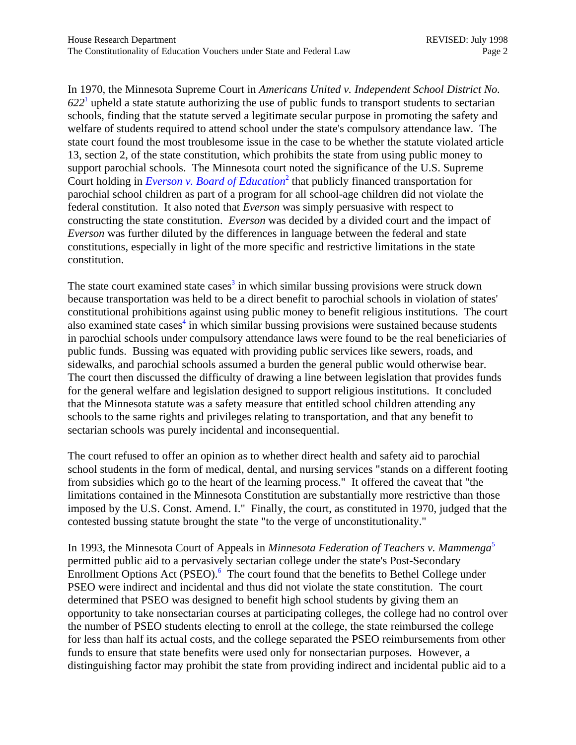In 1970, the Minnesota Supreme Court in *Americans United v. Independent School District No. 622*[1] upheld a state statute authorizing the use of public funds to transport students to sectarian schools, finding that the statute served a legitimate secular purpose in promoting the safety and welfare of students required to attend school under the state's compulsory attendance law. The state court found the most troublesome issue in the case to be whether the statute violated article 13, section 2, of the state constitution, which prohibits the state from using public money to support parochial schools. The Minnesota court noted the significance of the U.S. Supreme Court holding in *Everson v. Board of Education*[2] that publicly financed transportation for parochial school children as part of a program for all school-age children did not violate the federal constitution. It also noted that *Everson* was simply persuasive with respect to constructing the state constitution. *Everson* was decided by a divided court and the impact of *Everson* was further diluted by the differences in language between the federal and state constitutions, especially in light of the more specific and restrictive limitations in the state constitution.

The state court examined state cases[3] in which similar bussing provisions were struck down because transportation was held to be a direct benefit to parochial schools in violation of states' constitutional prohibitions against using public money to benefit religious institutions. The court also examined state cases[4] in which similar bussing provisions were sustained because students in parochial schools under compulsory attendance laws were found to be the real beneficiaries of public funds. Bussing was equated with providing public services like sewers, roads, and sidewalks, and parochial schools assumed a burden the general public would otherwise bear. The court then discussed the difficulty of drawing a line between legislation that provides funds for the general welfare and legislation designed to support religious institutions. It concluded that the Minnesota statute was a safety measure that entitled school children attending any schools to the same rights and privileges relating to transportation, and that any benefit to sectarian schools was purely incidental and inconsequential.

The court refused to offer an opinion as to whether direct health and safety aid to parochial school students in the form of medical, dental, and nursing services "stands on a different footing from subsidies which go to the heart of the learning process." It offered the caveat that "the limitations contained in the Minnesota Constitution are substantially more restrictive than those imposed by the U.S. Const. Amend. I." Finally, the court, as constituted in 1970, judged that the contested bussing statute brought the state "to the verge of unconstitutionality."

In 1993, the Minnesota Court of Appeals in *Minnesota Federation of Teachers v. Mammenga*[5] permitted public aid to a pervasively sectarian college under the state's Post-Secondary Enrollment Options Act (PSEO).[6] The court found that the benefits to Bethel College under PSEO were indirect and incidental and thus did not violate the state constitution. The court determined that PSEO was designed to benefit high school students by giving them an opportunity to take nonsectarian courses at participating colleges, the college had no control over the number of PSEO students electing to enroll at the college, the state reimbursed the college for less than half its actual costs, and the college separated the PSEO reimbursements from other funds to ensure that state benefits were used only for nonsectarian purposes. However, a distinguishing factor may prohibit the state from providing indirect and incidental public aid to a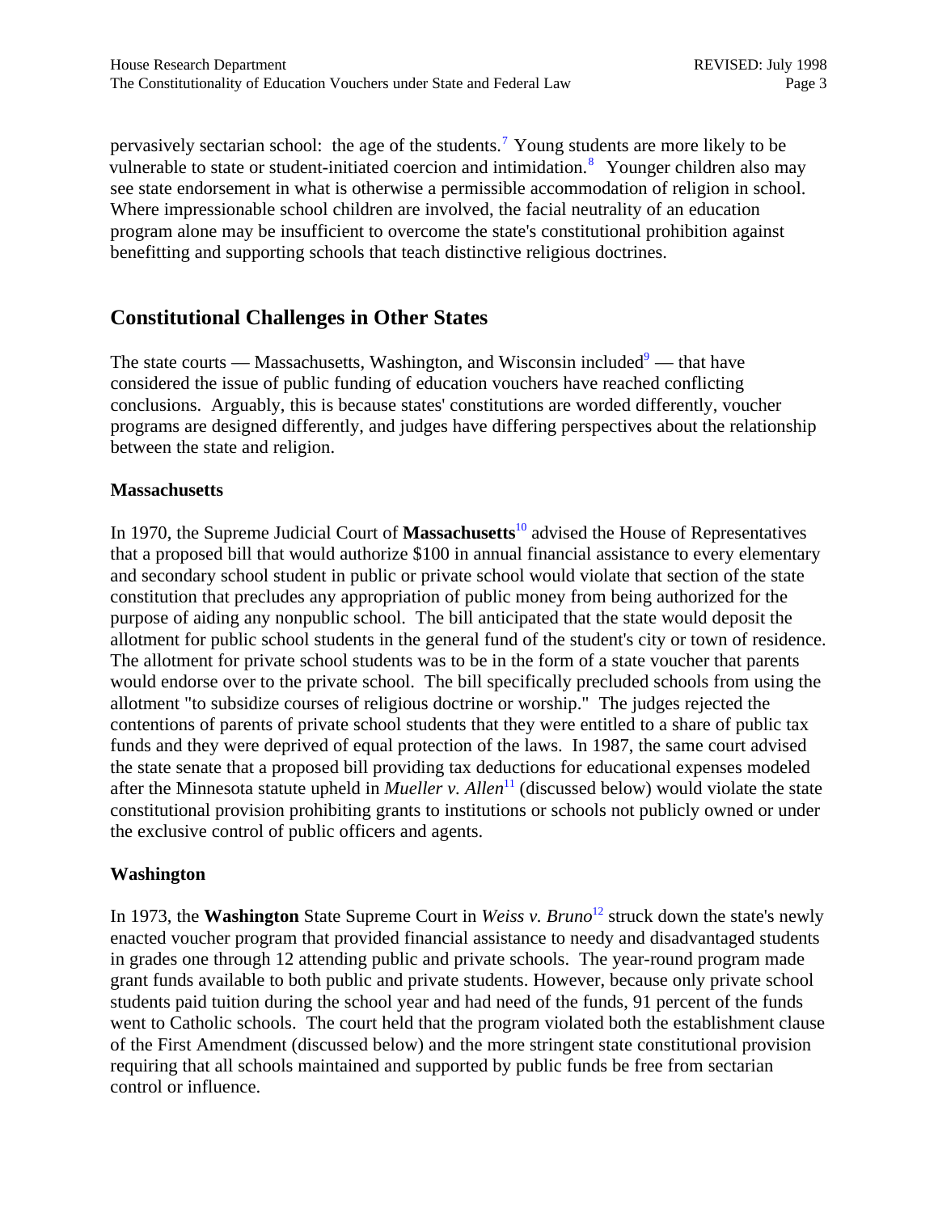pervasively sectarian school: the age of the students.[7] Young students are more likely to be vulnerable to state or student-initiated coercion and intimidation.[8] Younger children also may see state endorsement in what is otherwise a permissible accommodation of religion in school. Where impressionable school children are involved, the facial neutrality of an education program alone may be insufficient to overcome the state's constitutional prohibition against benefitting and supporting schools that teach distinctive religious doctrines.

## Constitutional Challenges in Other States

The state courts — Massachusetts, Washington, and Wisconsin included[9] — that have considered the issue of public funding of education vouchers have reached conflicting conclusions. Arguably, this is because states' constitutions are worded differently, voucher programs are designed differently, and judges have differing perspectives about the relationship between the state and religion.

### Massachusetts

In 1970, the Supreme Judicial Court of **Massachusetts**[10] advised the House of Representatives that a proposed bill that would authorize $100 in annual financial assistance to every elementary and secondary school student in public or private school would violate that section of the state constitution that precludes any appropriation of public money from being authorized for the purpose of aiding any nonpublic school. The bill anticipated that the state would deposit the allotment for public school students in the general fund of the student's city or town of residence. The allotment for private school students was to be in the form of a state voucher that parents would endorse over to the private school. The bill specifically precluded schools from using the allotment "to subsidize courses of religious doctrine or worship." The judges rejected the contentions of parents of private school students that they were entitled to a share of public tax funds and they were deprived of equal protection of the laws. In 1987, the same court advised the state senate that a proposed bill providing tax deductions for educational expenses modeled after the Minnesota statute upheld in *Mueller v. Allen*[11] (discussed below) would violate the state constitutional provision prohibiting grants to institutions or schools not publicly owned or under the exclusive control of public officers and agents.

### Washington

In 1973, the **Washington** State Supreme Court in *Weiss v. Bruno*[12] struck down the state's newly enacted voucher program that provided financial assistance to needy and disadvantaged students in grades one through 12 attending public and private schools. The year-round program made grant funds available to both public and private students. However, because only private school students paid tuition during the school year and had need of the funds, 91 percent of the funds went to Catholic schools. The court held that the program violated both the establishment clause of the First Amendment (discussed below) and the more stringent state constitutional provision requiring that all schools maintained and supported by public funds be free from sectarian control or influence.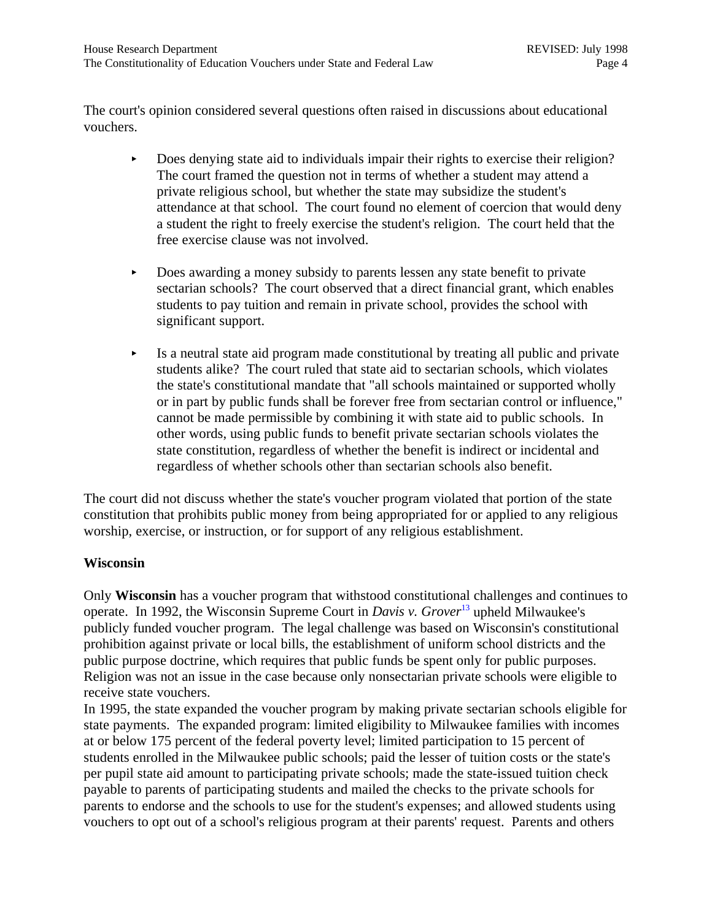The court's opinion considered several questions often raised in discussions about educational vouchers.

- Does denying state aid to individuals impair their rights to exercise their religion? The court framed the question not in terms of whether a student may attend a private religious school, but whether the state may subsidize the student's attendance at that school. The court found no element of coercion that would deny a student the right to freely exercise the student's religion. The court held that the free exercise clause was not involved.

- Does awarding a money subsidy to parents lessen any state benefit to private sectarian schools? The court observed that a direct financial grant, which enables students to pay tuition and remain in private school, provides the school with significant support.

- Is a neutral state aid program made constitutional by treating all public and private students alike? The court ruled that state aid to sectarian schools, which violates the state's constitutional mandate that "all schools maintained or supported wholly or in part by public funds shall be forever free from sectarian control or influence," cannot be made permissible by combining it with state aid to public schools. In other words, using public funds to benefit private sectarian schools violates the state constitution, regardless of whether the benefit is indirect or incidental and regardless of whether schools other than sectarian schools also benefit.

The court did not discuss whether the state's voucher program violated that portion of the state constitution that prohibits public money from being appropriated for or applied to any religious worship, exercise, or instruction, or for support of any religious establishment.

**Wisconsin**

Only **Wisconsin** has a voucher program that withstood constitutional challenges and continues to operate. In 1992, the Wisconsin Supreme Court in *Davis v. Grover*[13] upheld Milwaukee's publicly funded voucher program. The legal challenge was based on Wisconsin's constitutional prohibition against private or local bills, the establishment of uniform school districts and the public purpose doctrine, which requires that public funds be spent only for public purposes. Religion was not an issue in the case because only nonsectarian private schools were eligible to receive state vouchers.

In 1995, the state expanded the voucher program by making private sectarian schools eligible for state payments. The expanded program: limited eligibility to Milwaukee families with incomes at or below 175 percent of the federal poverty level; limited participation to 15 percent of students enrolled in the Milwaukee public schools; paid the lesser of tuition costs or the state's per pupil state aid amount to participating private schools; made the state-issued tuition check payable to parents of participating students and mailed the checks to the private schools for parents to endorse and the schools to use for the student's expenses; and allowed students using vouchers to opt out of a school's religious program at their parents' request. Parents and others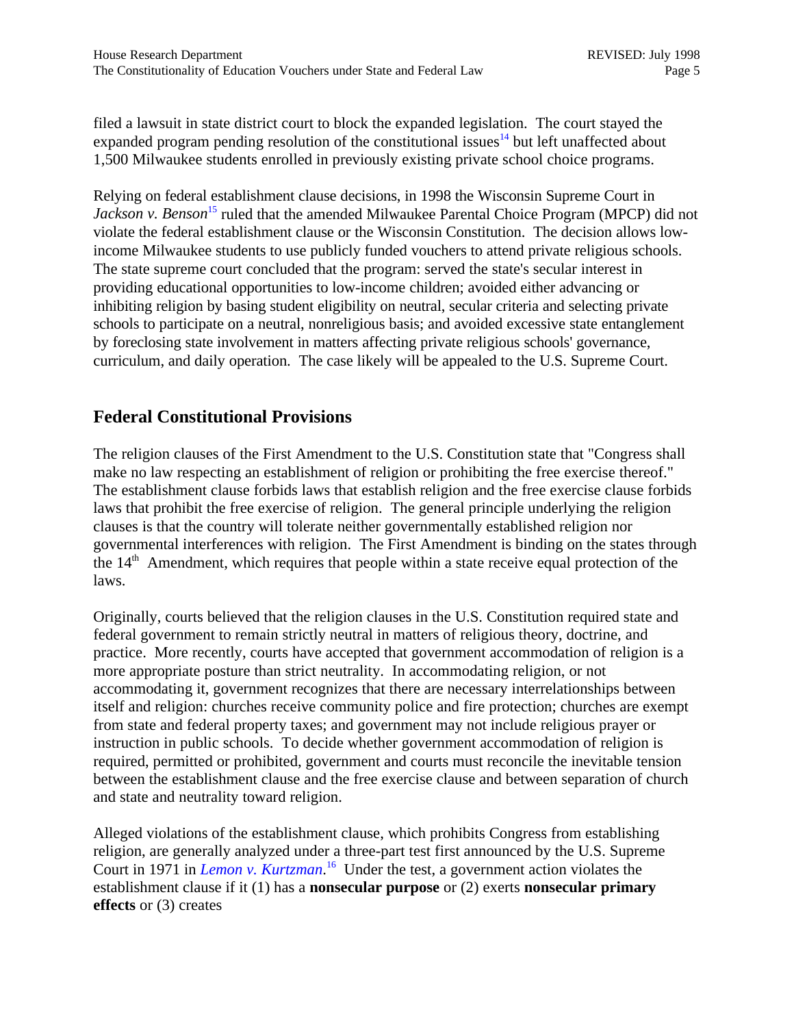filed a lawsuit in state district court to block the expanded legislation. The court stayed the expanded program pending resolution of the constitutional issues[14] but left unaffected about 1,500 Milwaukee students enrolled in previously existing private school choice programs.

Relying on federal establishment clause decisions, in 1998 the Wisconsin Supreme Court in *Jackson v. Benson*[15] ruled that the amended Milwaukee Parental Choice Program (MPCP) did not violate the federal establishment clause or the Wisconsin Constitution. The decision allows low-income Milwaukee students to use publicly funded vouchers to attend private religious schools. The state supreme court concluded that the program: served the state's secular interest in providing educational opportunities to low-income children; avoided either advancing or inhibiting religion by basing student eligibility on neutral, secular criteria and selecting private schools to participate on a neutral, nonreligious basis; and avoided excessive state entanglement by foreclosing state involvement in matters affecting private religious schools' governance, curriculum, and daily operation. The case likely will be appealed to the U.S. Supreme Court.

## Federal Constitutional Provisions

The religion clauses of the First Amendment to the U.S. Constitution state that "Congress shall make no law respecting an establishment of religion or prohibiting the free exercise thereof." The establishment clause forbids laws that establish religion and the free exercise clause forbids laws that prohibit the free exercise of religion. The general principle underlying the religion clauses is that the country will tolerate neither governmentally established religion nor governmental interferences with religion. The First Amendment is binding on the states through the 14th Amendment, which requires that people within a state receive equal protection of the laws.

Originally, courts believed that the religion clauses in the U.S. Constitution required state and federal government to remain strictly neutral in matters of religious theory, doctrine, and practice. More recently, courts have accepted that government accommodation of religion is a more appropriate posture than strict neutrality. In accommodating religion, or not accommodating it, government recognizes that there are necessary interrelationships between itself and religion: churches receive community police and fire protection; churches are exempt from state and federal property taxes; and government may not include religious prayer or instruction in public schools. To decide whether government accommodation of religion is required, permitted or prohibited, government and courts must reconcile the inevitable tension between the establishment clause and the free exercise clause and between separation of church and state and neutrality toward religion.

Alleged violations of the establishment clause, which prohibits Congress from establishing religion, are generally analyzed under a three-part test first announced by the U.S. Supreme Court in 1971 in *Lemon v. Kurtzman*.[16] Under the test, a government action violates the establishment clause if it (1) has a **nonsecular purpose** or (2) exerts **nonsecular primary effects** or (3) creates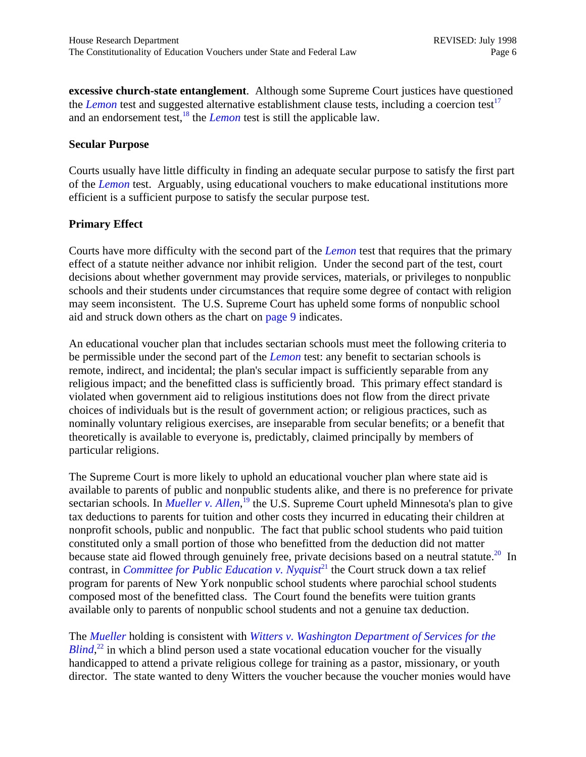**excessive church-state entanglement**. Although some Supreme Court justices have questioned the *Lemon* test and suggested alternative establishment clause tests, including a coercion test[17] and an endorsement test,[18] the *Lemon* test is still the applicable law.

### Secular Purpose

Courts usually have little difficulty in finding an adequate secular purpose to satisfy the first part of the *Lemon* test. Arguably, using educational vouchers to make educational institutions more efficient is a sufficient purpose to satisfy the secular purpose test.

### Primary Effect

Courts have more difficulty with the second part of the *Lemon* test that requires that the primary effect of a statute neither advance nor inhibit religion. Under the second part of the test, court decisions about whether government may provide services, materials, or privileges to nonpublic schools and their students under circumstances that require some degree of contact with religion may seem inconsistent. The U.S. Supreme Court has upheld some forms of nonpublic school aid and struck down others as the chart on page 9 indicates.

An educational voucher plan that includes sectarian schools must meet the following criteria to be permissible under the second part of the *Lemon* test: any benefit to sectarian schools is remote, indirect, and incidental; the plan's secular impact is sufficiently separable from any religious impact; and the benefitted class is sufficiently broad. This primary effect standard is violated when government aid to religious institutions does not flow from the direct private choices of individuals but is the result of government action; or religious practices, such as nominally voluntary religious exercises, are inseparable from secular benefits; or a benefit that theoretically is available to everyone is, predictably, claimed principally by members of particular religions.

The Supreme Court is more likely to uphold an educational voucher plan where state aid is available to parents of public and nonpublic students alike, and there is no preference for private sectarian schools. In *Mueller v. Allen*,[19] the U.S. Supreme Court upheld Minnesota's plan to give tax deductions to parents for tuition and other costs they incurred in educating their children at nonprofit schools, public and nonpublic. The fact that public school students who paid tuition constituted only a small portion of those who benefitted from the deduction did not matter because state aid flowed through genuinely free, private decisions based on a neutral statute.[20] In contrast, in *Committee for Public Education v. Nyquist*[21] the Court struck down a tax relief program for parents of New York nonpublic school students where parochial school students composed most of the benefitted class. The Court found the benefits were tuition grants available only to parents of nonpublic school students and not a genuine tax deduction.

The *Mueller* holding is consistent with *Witters v. Washington Department of Services for the Blind*,[22] in which a blind person used a state vocational education voucher for the visually handicapped to attend a private religious college for training as a pastor, missionary, or youth director. The state wanted to deny Witters the voucher because the voucher monies would have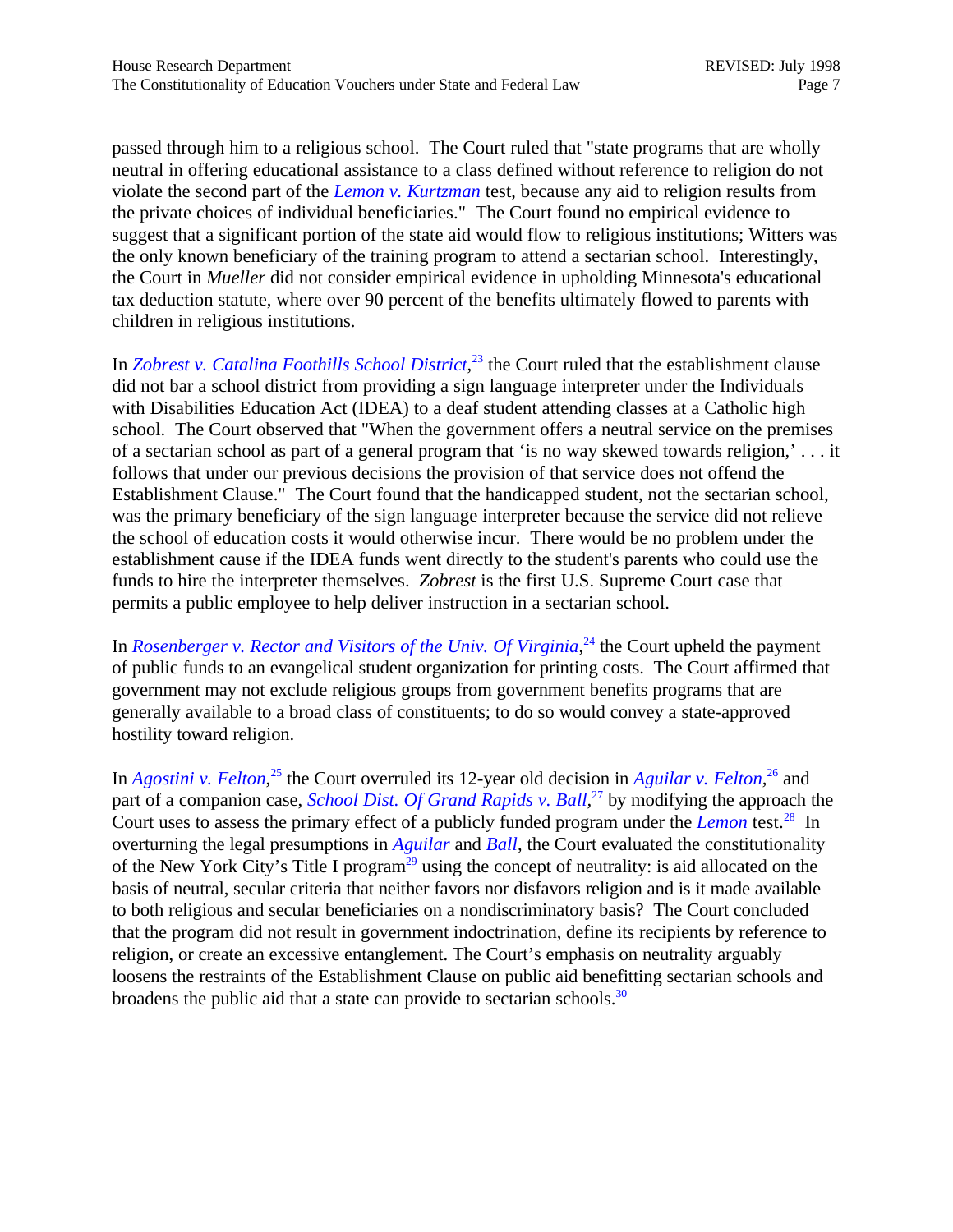passed through him to a religious school. The Court ruled that "state programs that are wholly neutral in offering educational assistance to a class defined without reference to religion do not violate the second part of the *Lemon v. Kurtzman* test, because any aid to religion results from the private choices of individual beneficiaries." The Court found no empirical evidence to suggest that a significant portion of the state aid would flow to religious institutions; Witters was the only known beneficiary of the training program to attend a sectarian school. Interestingly, the Court in *Mueller* did not consider empirical evidence in upholding Minnesota's educational tax deduction statute, where over 90 percent of the benefits ultimately flowed to parents with children in religious institutions.

In *Zobrest v. Catalina Foothills School District*,[23] the Court ruled that the establishment clause did not bar a school district from providing a sign language interpreter under the Individuals with Disabilities Education Act (IDEA) to a deaf student attending classes at a Catholic high school. The Court observed that "When the government offers a neutral service on the premises of a sectarian school as part of a general program that 'is no way skewed towards religion,' . . . it follows that under our previous decisions the provision of that service does not offend the Establishment Clause." The Court found that the handicapped student, not the sectarian school, was the primary beneficiary of the sign language interpreter because the service did not relieve the school of education costs it would otherwise incur. There would be no problem under the establishment cause if the IDEA funds went directly to the student's parents who could use the funds to hire the interpreter themselves. *Zobrest* is the first U.S. Supreme Court case that permits a public employee to help deliver instruction in a sectarian school.

In *Rosenberger v. Rector and Visitors of the Univ. Of Virginia*,[24] the Court upheld the payment of public funds to an evangelical student organization for printing costs. The Court affirmed that government may not exclude religious groups from government benefits programs that are generally available to a broad class of constituents; to do so would convey a state-approved hostility toward religion.

In *Agostini v. Felton*,[25] the Court overruled its 12-year old decision in *Aguilar v. Felton*,[26] and part of a companion case, *School Dist. Of Grand Rapids v. Ball*,[27] by modifying the approach the Court uses to assess the primary effect of a publicly funded program under the *Lemon* test.[28] In overturning the legal presumptions in *Aguilar* and *Ball*, the Court evaluated the constitutionality of the New York City's Title I program[29] using the concept of neutrality: is aid allocated on the basis of neutral, secular criteria that neither favors nor disfavors religion and is it made available to both religious and secular beneficiaries on a nondiscriminatory basis? The Court concluded that the program did not result in government indoctrination, define its recipients by reference to religion, or create an excessive entanglement. The Court's emphasis on neutrality arguably loosens the restraints of the Establishment Clause on public aid benefitting sectarian schools and broadens the public aid that a state can provide to sectarian schools.[30]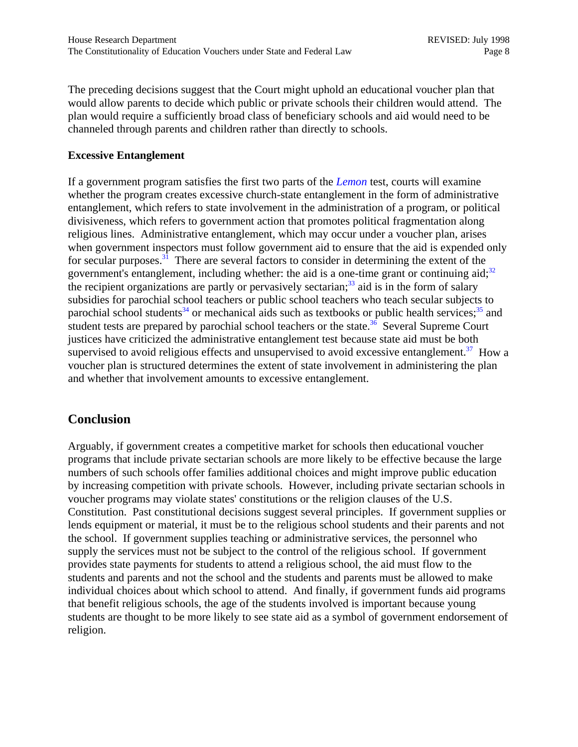The preceding decisions suggest that the Court might uphold an educational voucher plan that would allow parents to decide which public or private schools their children would attend. The plan would require a sufficiently broad class of beneficiary schools and aid would need to be channeled through parents and children rather than directly to schools.

**Excessive Entanglement**

If a government program satisfies the first two parts of the *Lemon* test, courts will examine whether the program creates excessive church-state entanglement in the form of administrative entanglement, which refers to state involvement in the administration of a program, or political divisiveness, which refers to government action that promotes political fragmentation along religious lines. Administrative entanglement, which may occur under a voucher plan, arises when government inspectors must follow government aid to ensure that the aid is expended only for secular purposes.[31] There are several factors to consider in determining the extent of the government's entanglement, including whether: the aid is a one-time grant or continuing aid;[32] the recipient organizations are partly or pervasively sectarian;[33] aid is in the form of salary subsidies for parochial school teachers or public school teachers who teach secular subjects to parochial school students[34] or mechanical aids such as textbooks or public health services;[35] and student tests are prepared by parochial school teachers or the state.[36] Several Supreme Court justices have criticized the administrative entanglement test because state aid must be both supervised to avoid religious effects and unsupervised to avoid excessive entanglement.[37] How a voucher plan is structured determines the extent of state involvement in administering the plan and whether that involvement amounts to excessive entanglement.

## Conclusion

Arguably, if government creates a competitive market for schools then educational voucher programs that include private sectarian schools are more likely to be effective because the large numbers of such schools offer families additional choices and might improve public education by increasing competition with private schools. However, including private sectarian schools in voucher programs may violate states' constitutions or the religion clauses of the U.S. Constitution. Past constitutional decisions suggest several principles. If government supplies or lends equipment or material, it must be to the religious school students and their parents and not the school. If government supplies teaching or administrative services, the personnel who supply the services must not be subject to the control of the religious school. If government provides state payments for students to attend a religious school, the aid must flow to the students and parents and not the school and the students and parents must be allowed to make individual choices about which school to attend. And finally, if government funds aid programs that benefit religious schools, the age of the students involved is important because young students are thought to be more likely to see state aid as a symbol of government endorsement of religion.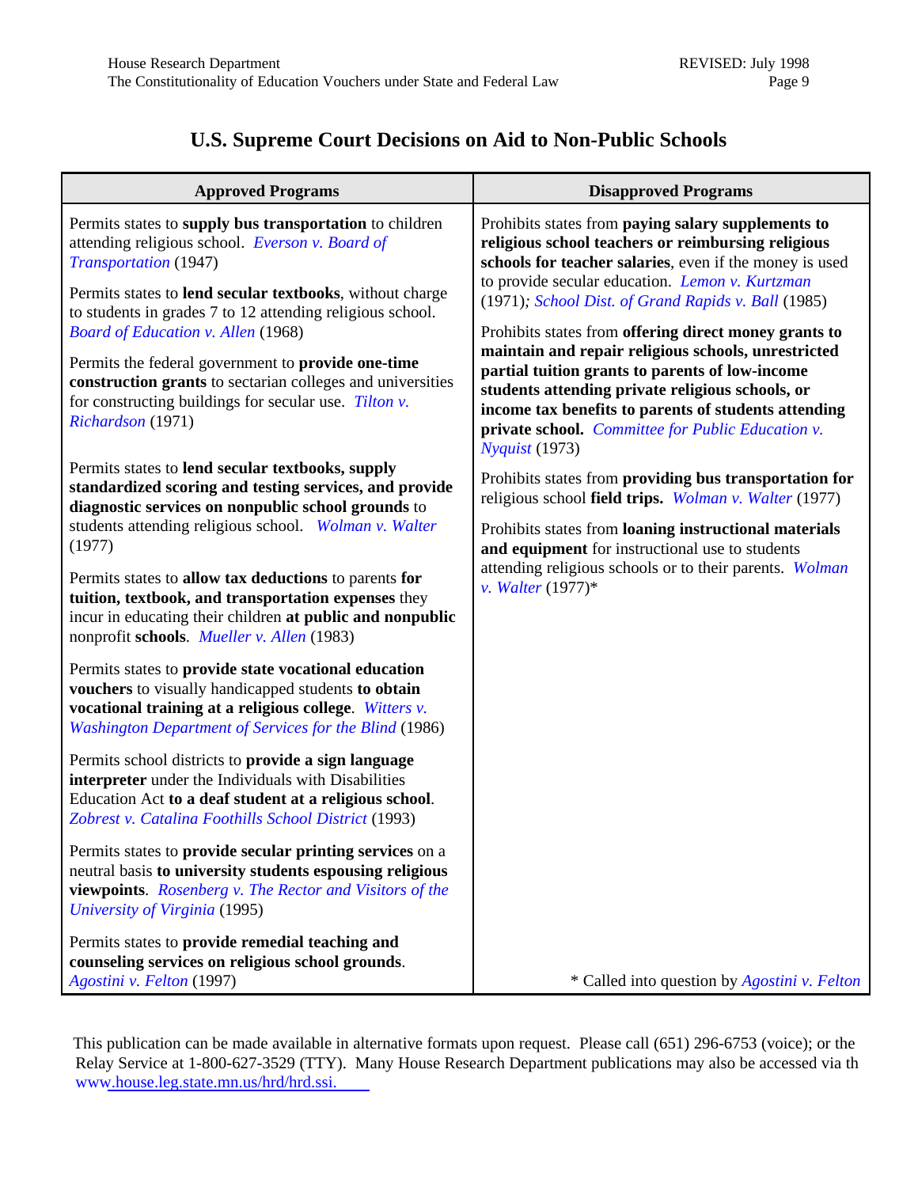## U.S. Supreme Court Decisions on Aid to Non-Public Schools

| Approved Programs | Disapproved Programs |
|---|---|
| Permits states to **supply bus transportation** to children attending religious school. *Everson v. Board of Transportation* (1947) | Prohibits states from **paying salary supplements to religious school teachers or reimbursing religious schools for teacher salaries**, even if the money is used to provide secular education. *Lemon v. Kurtzman* (1971); *School Dist. of Grand Rapids v. Ball* (1985) |
| Permits states to **lend secular textbooks**, without charge to students in grades 7 to 12 attending religious school. *Board of Education v. Allen* (1968) | Prohibits states from **offering direct money grants to maintain and repair religious schools, unrestricted partial tuition grants to parents of low-income students attending private religious schools, or income tax benefits to parents of students attending private school.** *Committee for Public Education v. Nyquist* (1973) |
| Permits the federal government to **provide one-time construction grants** to sectarian colleges and universities for constructing buildings for secular use. *Tilton v. Richardson* (1971) | Prohibits states from **providing bus transportation for** religious school **field trips.** *Wolman v. Walter* (1977) |
| Permits states to **lend secular textbooks, supply standardized scoring and testing services, and provide diagnostic services on nonpublic school grounds** to students attending religious school. *Wolman v. Walter* (1977) | Prohibits states from **loaning instructional materials and equipment** for instructional use to students attending religious schools or to their parents. *Wolman v. Walter* (1977)* |
| Permits states to **allow tax deductions** to parents **for tuition, textbook, and transportation expenses** they incur in educating their children **at public and nonpublic** nonprofit **schools**. *Mueller v. Allen* (1983) | |
| Permits states to **provide state vocational education vouchers** to visually handicapped students **to obtain vocational training at a religious college**. *Witters v. Washington Department of Services for the Blind* (1986) | |
| Permits school districts to **provide a sign language interpreter** under the Individuals with Disabilities Education Act **to a deaf student at a religious school**. *Zobrest v. Catalina Foothills School District* (1993) | |
| Permits states to **provide secular printing services** on a neutral basis **to university students espousing religious viewpoints**. *Rosenberg v. The Rector and Visitors of the University of Virginia* (1995) | |
| Permits states to **provide remedial teaching and counseling services on religious school grounds**. *Agostini v. Felton* (1997) | * Called into question by *Agostini v. Felton* |

This publication can be made available in alternative formats upon request. Please call (651) 296-6753 (voice); or the Relay Service at 1-800-627-3529 (TTY). Many House Research Department publications may also be accessed via th www.house.leg.state.mn.us/hrd/hrd.ssi.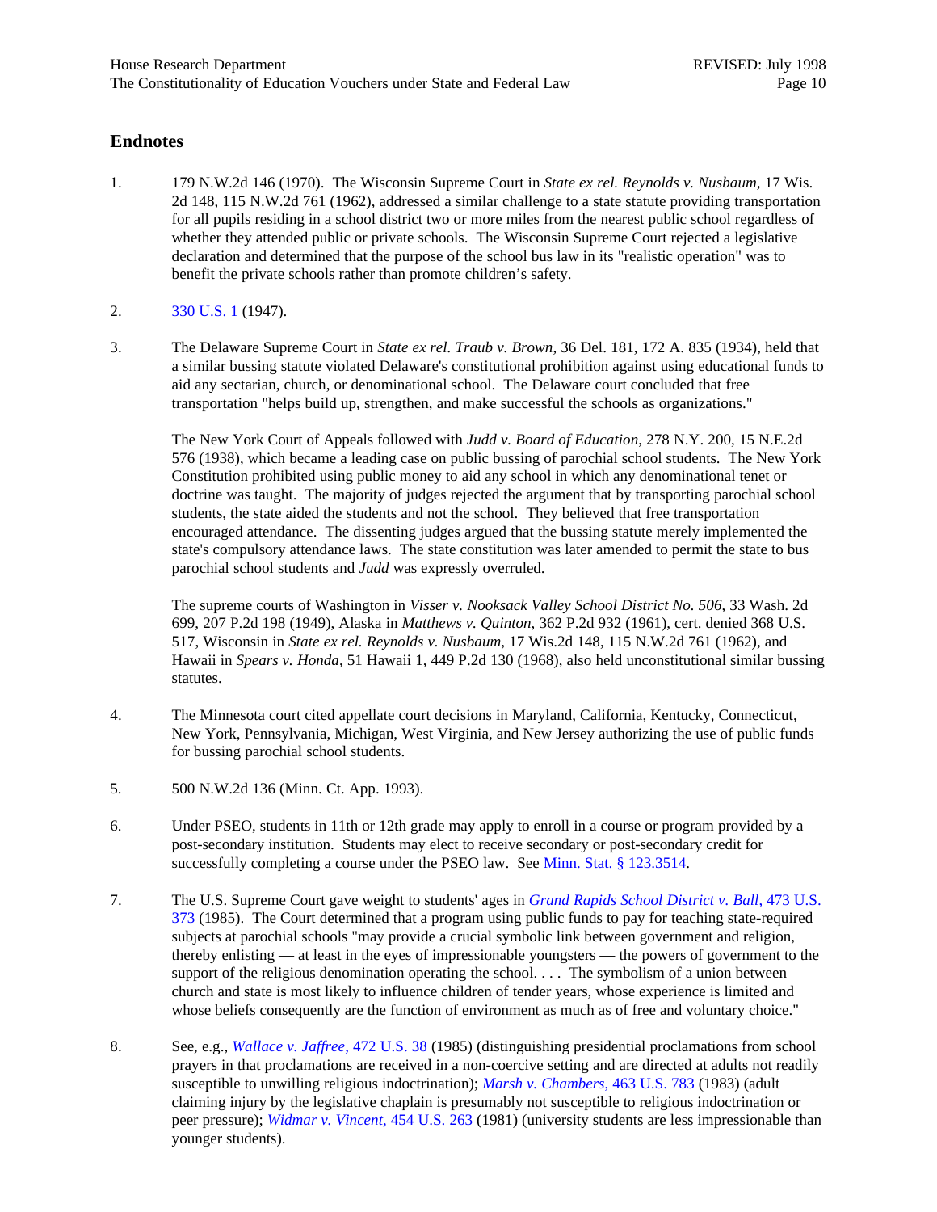## Endnotes

1. 179 N.W.2d 146 (1970). The Wisconsin Supreme Court in *State ex rel. Reynolds v. Nusbaum*, 17 Wis. 2d 148, 115 N.W.2d 761 (1962), addressed a similar challenge to a state statute providing transportation for all pupils residing in a school district two or more miles from the nearest public school regardless of whether they attended public or private schools. The Wisconsin Supreme Court rejected a legislative declaration and determined that the purpose of the school bus law in its "realistic operation" was to benefit the private schools rather than promote children's safety.

2. 330 U.S. 1 (1947).

3. The Delaware Supreme Court in *State ex rel. Traub v. Brown*, 36 Del. 181, 172 A. 835 (1934), held that a similar bussing statute violated Delaware's constitutional prohibition against using educational funds to aid any sectarian, church, or denominational school. The Delaware court concluded that free transportation "helps build up, strengthen, and make successful the schools as organizations."

   The New York Court of Appeals followed with *Judd v. Board of Education*, 278 N.Y. 200, 15 N.E.2d 576 (1938), which became a leading case on public bussing of parochial school students. The New York Constitution prohibited using public money to aid any school in which any denominational tenet or doctrine was taught. The majority of judges rejected the argument that by transporting parochial school students, the state aided the students and not the school. They believed that free transportation encouraged attendance. The dissenting judges argued that the bussing statute merely implemented the state's compulsory attendance laws. The state constitution was later amended to permit the state to bus parochial school students and *Judd* was expressly overruled.

   The supreme courts of Washington in *Visser v. Nooksack Valley School District No. 506*, 33 Wash. 2d 699, 207 P.2d 198 (1949), Alaska in *Matthews v. Quinton*, 362 P.2d 932 (1961), cert. denied 368 U.S. 517, Wisconsin in *State ex rel. Reynolds v. Nusbaum*, 17 Wis.2d 148, 115 N.W.2d 761 (1962), and Hawaii in *Spears v. Honda*, 51 Hawaii 1, 449 P.2d 130 (1968), also held unconstitutional similar bussing statutes.

4. The Minnesota court cited appellate court decisions in Maryland, California, Kentucky, Connecticut, New York, Pennsylvania, Michigan, West Virginia, and New Jersey authorizing the use of public funds for bussing parochial school students.

5. 500 N.W.2d 136 (Minn. Ct. App. 1993).

6. Under PSEO, students in 11th or 12th grade may apply to enroll in a course or program provided by a post-secondary institution. Students may elect to receive secondary or post-secondary credit for successfully completing a course under the PSEO law. See Minn. Stat. § 123.3514.

7. The U.S. Supreme Court gave weight to students' ages in *Grand Rapids School District v. Ball*, 473 U.S. 373 (1985). The Court determined that a program using public funds to pay for teaching state-required subjects at parochial schools "may provide a crucial symbolic link between government and religion, thereby enlisting — at least in the eyes of impressionable youngsters — the powers of government to the support of the religious denomination operating the school. . . . The symbolism of a union between church and state is most likely to influence children of tender years, whose experience is limited and whose beliefs consequently are the function of environment as much as of free and voluntary choice."

8. See, e.g., *Wallace v. Jaffree*, 472 U.S. 38 (1985) (distinguishing presidential proclamations from school prayers in that proclamations are received in a non-coercive setting and are directed at adults not readily susceptible to unwilling religious indoctrination); *Marsh v. Chambers*, 463 U.S. 783 (1983) (adult claiming injury by the legislative chaplain is presumably not susceptible to religious indoctrination or peer pressure); *Widmar v. Vincent*, 454 U.S. 263 (1981) (university students are less impressionable than younger students).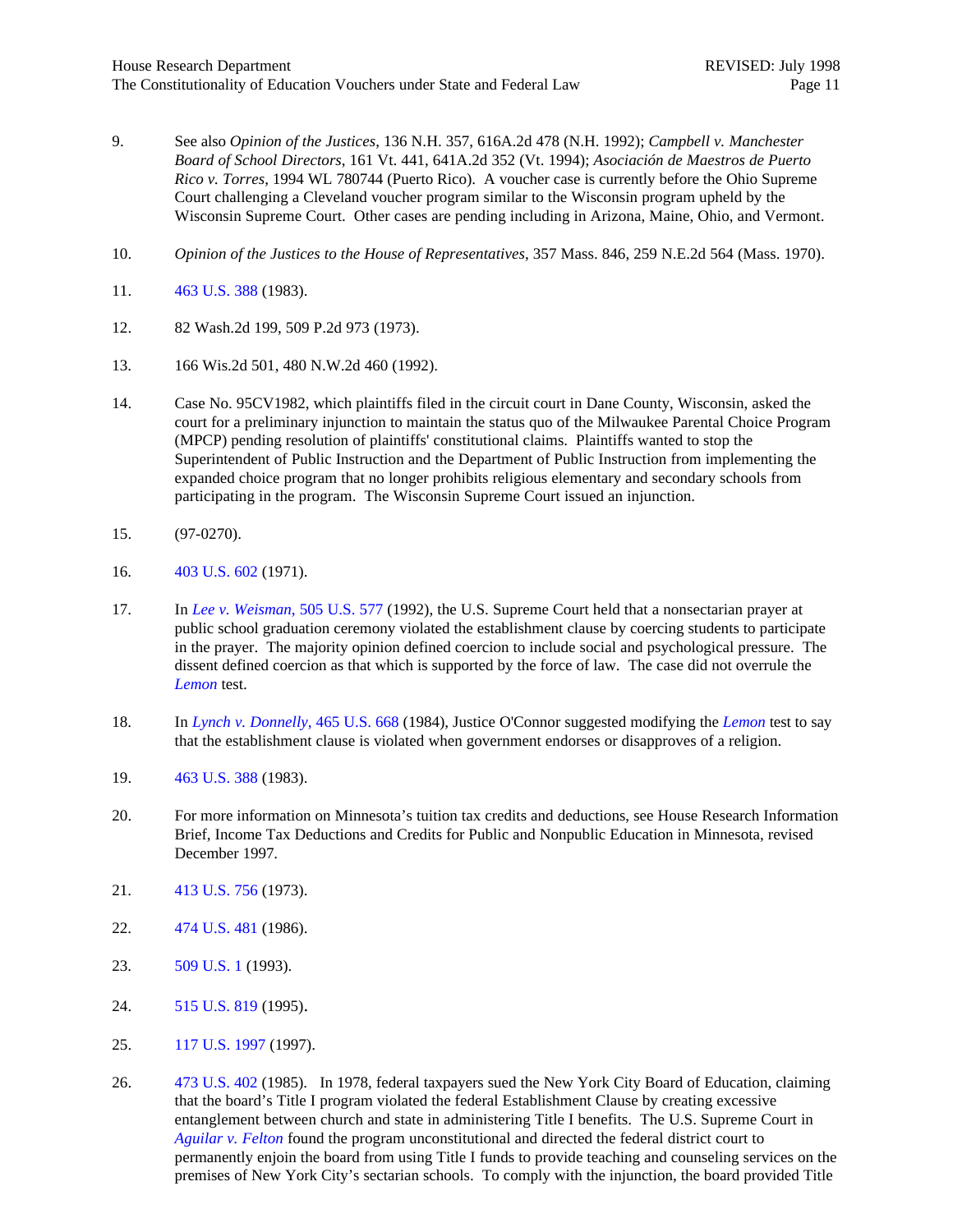9. See also *Opinion of the Justices*, 136 N.H. 357, 616A.2d 478 (N.H. 1992); *Campbell v. Manchester Board of School Directors*, 161 Vt. 441, 641A.2d 352 (Vt. 1994); *Asociación de Maestros de Puerto Rico v. Torres*, 1994 WL 780744 (Puerto Rico). A voucher case is currently before the Ohio Supreme Court challenging a Cleveland voucher program similar to the Wisconsin program upheld by the Wisconsin Supreme Court. Other cases are pending including in Arizona, Maine, Ohio, and Vermont.

10. *Opinion of the Justices to the House of Representatives*, 357 Mass. 846, 259 N.E.2d 564 (Mass. 1970).

11. 463 U.S. 388 (1983).

12. 82 Wash.2d 199, 509 P.2d 973 (1973).

13. 166 Wis.2d 501, 480 N.W.2d 460 (1992).

14. Case No. 95CV1982, which plaintiffs filed in the circuit court in Dane County, Wisconsin, asked the court for a preliminary injunction to maintain the status quo of the Milwaukee Parental Choice Program (MPCP) pending resolution of plaintiffs' constitutional claims. Plaintiffs wanted to stop the Superintendent of Public Instruction and the Department of Public Instruction from implementing the expanded choice program that no longer prohibits religious elementary and secondary schools from participating in the program. The Wisconsin Supreme Court issued an injunction.

15. (97-0270).

16. 403 U.S. 602 (1971).

17. In *Lee v. Weisman,* 505 U.S. 577 (1992), the U.S. Supreme Court held that a nonsectarian prayer at public school graduation ceremony violated the establishment clause by coercing students to participate in the prayer. The majority opinion defined coercion to include social and psychological pressure. The dissent defined coercion as that which is supported by the force of law. The case did not overrule the *Lemon* test.

18. In *Lynch v. Donnelly*, 465 U.S. 668 (1984), Justice O'Connor suggested modifying the *Lemon* test to say that the establishment clause is violated when government endorses or disapproves of a religion.

19. 463 U.S. 388 (1983).

20. For more information on Minnesota's tuition tax credits and deductions, see House Research Information Brief, Income Tax Deductions and Credits for Public and Nonpublic Education in Minnesota, revised December 1997.

21. 413 U.S. 756 (1973).

22. 474 U.S. 481 (1986).

23. 509 U.S. 1 (1993).

24. 515 U.S. 819 (1995).

25. 117 U.S. 1997 (1997).

26. 473 U.S. 402 (1985). In 1978, federal taxpayers sued the New York City Board of Education, claiming that the board's Title I program violated the federal Establishment Clause by creating excessive entanglement between church and state in administering Title I benefits. The U.S. Supreme Court in *Aguilar v. Felton* found the program unconstitutional and directed the federal district court to permanently enjoin the board from using Title I funds to provide teaching and counseling services on the premises of New York City's sectarian schools. To comply with the injunction, the board provided Title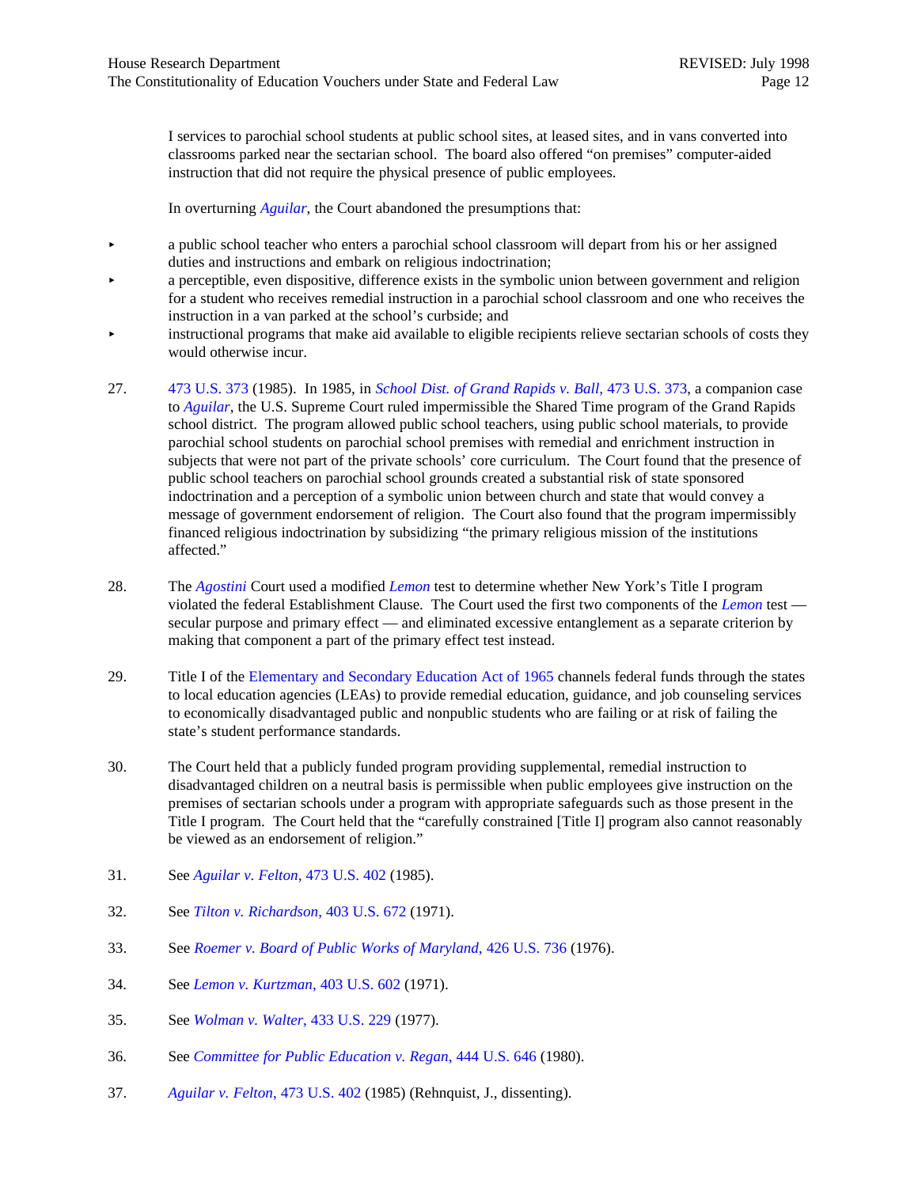I services to parochial school students at public school sites, at leased sites, and in vans converted into classrooms parked near the sectarian school. The board also offered "on premises" computer-aided instruction that did not require the physical presence of public employees.

In overturning *Aguilar*, the Court abandoned the presumptions that:

- a public school teacher who enters a parochial school classroom will depart from his or her assigned duties and instructions and embark on religious indoctrination;
- a perceptible, even dispositive, difference exists in the symbolic union between government and religion for a student who receives remedial instruction in a parochial school classroom and one who receives the instruction in a van parked at the school's curbside; and
- instructional programs that make aid available to eligible recipients relieve sectarian schools of costs they would otherwise incur.

27. 473 U.S. 373 (1985). In 1985, in *School Dist. of Grand Rapids v. Ball*, 473 U.S. 373, a companion case to *Aguilar*, the U.S. Supreme Court ruled impermissible the Shared Time program of the Grand Rapids school district. The program allowed public school teachers, using public school materials, to provide parochial school students on parochial school premises with remedial and enrichment instruction in subjects that were not part of the private schools' core curriculum. The Court found that the presence of public school teachers on parochial school grounds created a substantial risk of state sponsored indoctrination and a perception of a symbolic union between church and state that would convey a message of government endorsement of religion. The Court also found that the program impermissibly financed religious indoctrination by subsidizing "the primary religious mission of the institutions affected."

28. The *Agostini* Court used a modified *Lemon* test to determine whether New York's Title I program violated the federal Establishment Clause. The Court used the first two components of the *Lemon* test — secular purpose and primary effect — and eliminated excessive entanglement as a separate criterion by making that component a part of the primary effect test instead.

29. Title I of the Elementary and Secondary Education Act of 1965 channels federal funds through the states to local education agencies (LEAs) to provide remedial education, guidance, and job counseling services to economically disadvantaged public and nonpublic students who are failing or at risk of failing the state's student performance standards.

30. The Court held that a publicly funded program providing supplemental, remedial instruction to disadvantaged children on a neutral basis is permissible when public employees give instruction on the premises of sectarian schools under a program with appropriate safeguards such as those present in the Title I program. The Court held that the "carefully constrained [Title I] program also cannot reasonably be viewed as an endorsement of religion."

31. See *Aguilar v. Felton*, 473 U.S. 402 (1985).

32. See *Tilton v. Richardson*, 403 U.S. 672 (1971).

33. See *Roemer v. Board of Public Works of Maryland*, 426 U.S. 736 (1976).

34. See *Lemon v. Kurtzman*, 403 U.S. 602 (1971).

35. See *Wolman v. Walter*, 433 U.S. 229 (1977).

36. See *Committee for Public Education v. Regan*, 444 U.S. 646 (1980).

37. *Aguilar v. Felton*, 473 U.S. 402 (1985) (Rehnquist, J., dissenting).